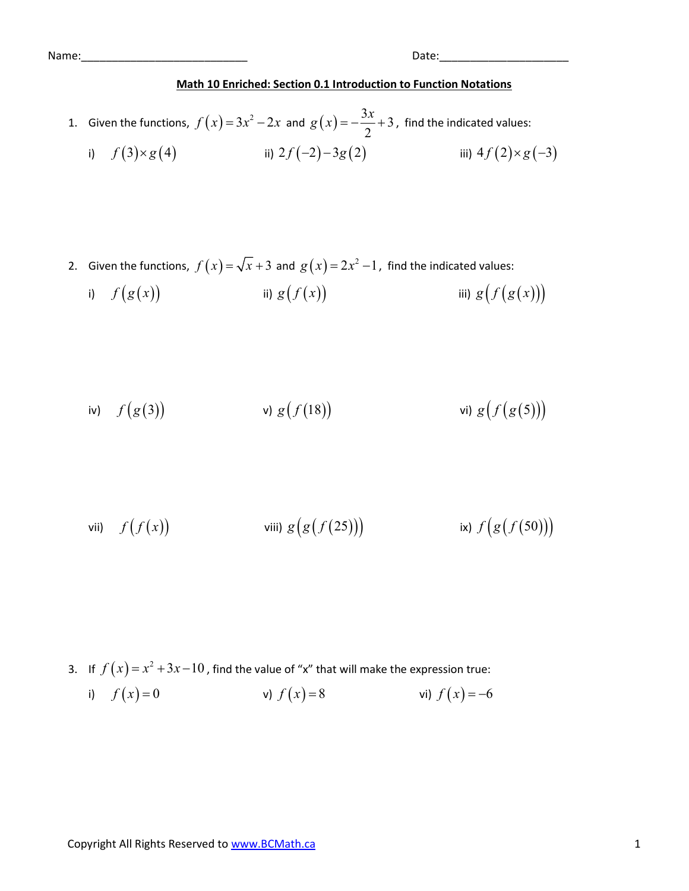Name:___________________________ Date:_____________________

**Math 10 Enriched: Section 0.1 Introduction to Function Notations**

1. Given the functions, $f(x)=3x^2-2x$ and $g(x)=-\frac{3x}{2}+3$, find the indicated values:

   i) $f(3)\times g(4)$ ii) $2f(-2)-3g(2)$ iii) $4f(2)\times g(-3)$

2. Given the functions, $f(x)=\sqrt{x}+3$ and $g(x)=2x^2-1$, find the indicated values:

   i) $f(g(x))$ ii) $g(f(x))$ iii) $g(f(g(x)))$

   iv) $f(g(3))$ v) $g(f(18))$ vi) $g(f(g(5)))$

   vii) $f(f(x))$ viii) $g(g(f(25)))$ ix) $f(g(f(50)))$

3. If $f(x)=x^2+3x-10$, find the value of "x" that will make the expression true:

   i) $f(x)=0$ v) $f(x)=8$ vi) $f(x)=-6$

Copyright All Rights Reserved to www.BCMath.ca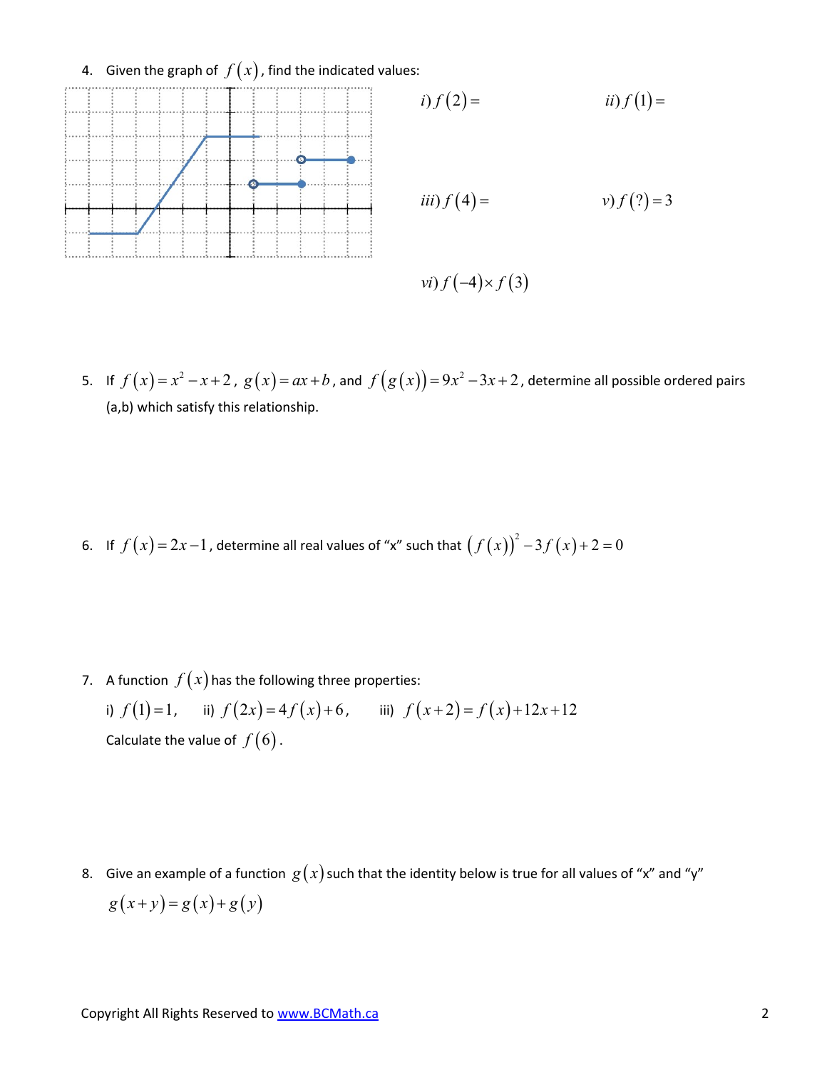4. Given the graph of $f(x)$, find the indicated values:

$i)\ f(2) =$

$ii)\ f(1) =$

$iii)\ f(4) =$

$v)\ f(?) = 3$

$vi)\ f(-4) \times f(3)$

5. If $f(x) = x^2 - x + 2$, $g(x) = ax + b$, and $f(g(x)) = 9x^2 - 3x + 2$, determine all possible ordered pairs (a,b) which satisfy this relationship.

6. If $f(x) = 2x - 1$, determine all real values of "x" such that $(f(x))^2 - 3f(x) + 2 = 0$

7. A function $f(x)$ has the following three properties:

   i) $f(1) = 1$,  ii) $f(2x) = 4f(x) + 6$,  iii) $f(x+2) = f(x) + 12x + 12$

   Calculate the value of $f(6)$.

8. Give an example of a function $g(x)$ such that the identity below is true for all values of "x" and "y"

   $g(x+y) = g(x) + g(y)$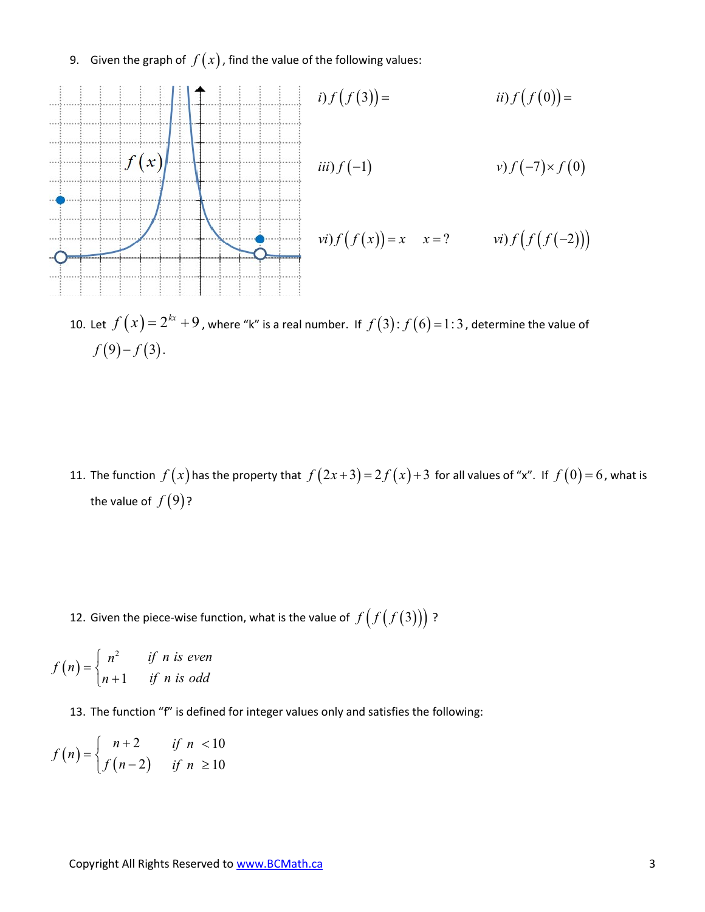9. Given the graph of $f(x)$, find the value of the following values:

$i)\ f(f(3)) =$ $\qquad$ $ii)\ f(f(0)) =$

$iii)\ f(-1)$ $\qquad$ $v)\ f(-7) \times f(0)$

$vi)\ f(f(x)) = x \quad x = ?$ $\qquad$ $vi)\ f(f(f(-2)))$

10. Let $f(x) = 2^{kx} + 9$, where "k" is a real number. If $f(3) : f(6) = 1:3$, determine the value of $f(9) - f(3)$.

11. The function $f(x)$ has the property that $f(2x+3) = 2f(x) + 3$ for all values of "x". If $f(0) = 6$, what is the value of $f(9)$?

12. Given the piece-wise function, what is the value of $f(f(f(3)))$ ?

$$f(n) = \begin{cases} n^2 & \text{if } n \text{ is even} \\ n+1 & \text{if } n \text{ is odd} \end{cases}$$

13. The function "f" is defined for integer values only and satisfies the following:

$$f(n) = \begin{cases} n+2 & \text{if } n < 10 \\ f(n-2) & \text{if } n \geq 10 \end{cases}$$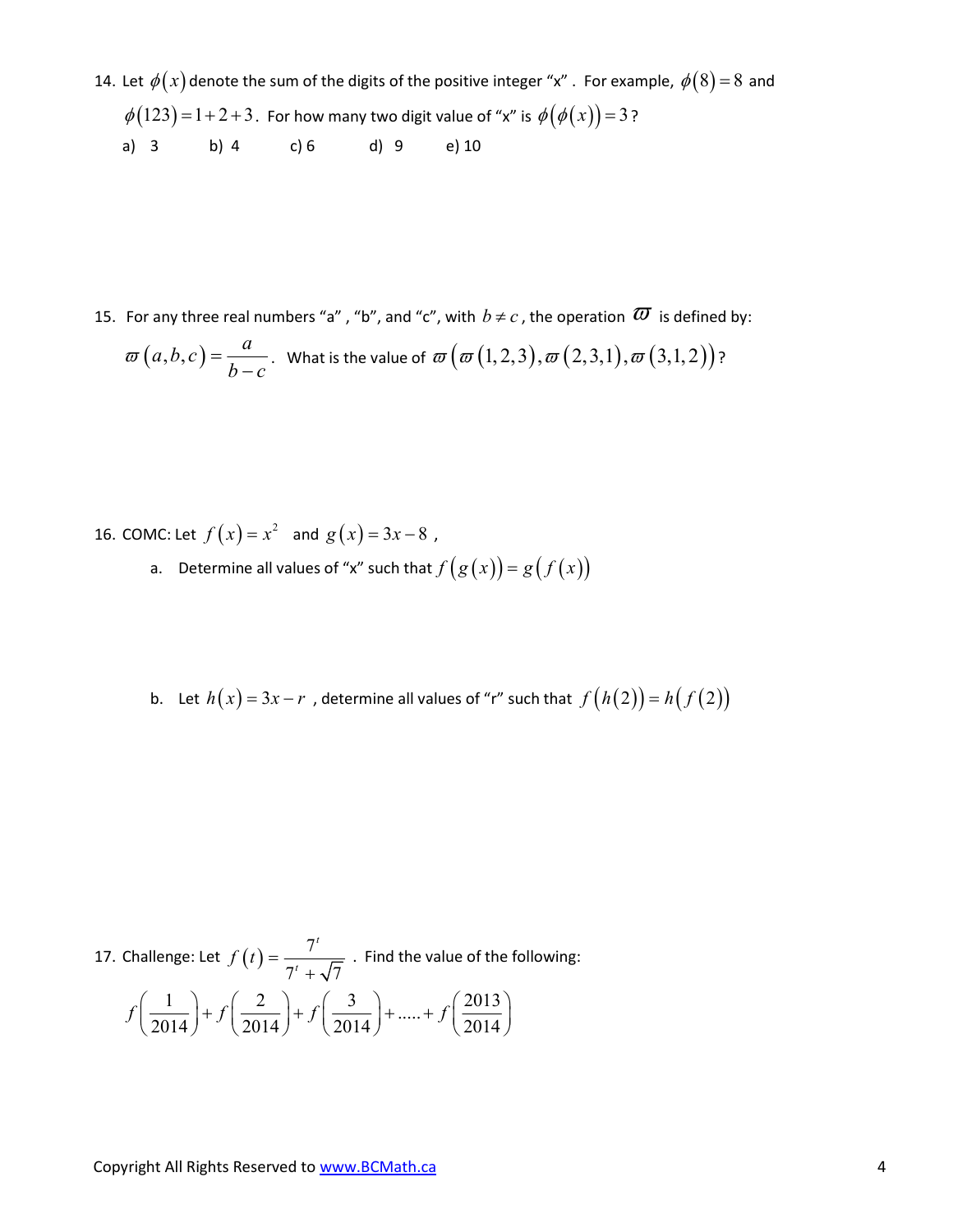14. Let $\phi(x)$ denote the sum of the digits of the positive integer "x". For example, $\phi(8)=8$ and $\phi(123)=1+2+3$. For how many two digit value of "x" is $\phi(\phi(x))=3$?

    a) 3 b) 4 c) 6 d) 9 e) 10

15. For any three real numbers "a", "b", and "c", with $b \neq c$, the operation $\varpi$ is defined by: $\varpi(a,b,c)=\frac{a}{b-c}$. What is the value of $\varpi(\varpi(1,2,3),\varpi(2,3,1),\varpi(3,1,2))$?

16. COMC: Let $f(x)=x^2$ and $g(x)=3x-8$,

    a. Determine all values of "x" such that $f(g(x))=g(f(x))$

    b. Let $h(x)=3x-r$, determine all values of "r" such that $f(h(2))=h(f(2))$

17. Challenge: Let $f(t)=\frac{7^t}{7^t+\sqrt{7}}$. Find the value of the following:

$$f\left(\frac{1}{2014}\right)+f\left(\frac{2}{2014}\right)+f\left(\frac{3}{2014}\right)+.....+f\left(\frac{2013}{2014}\right)$$

Copyright All Rights Reserved to www.BCMath.ca